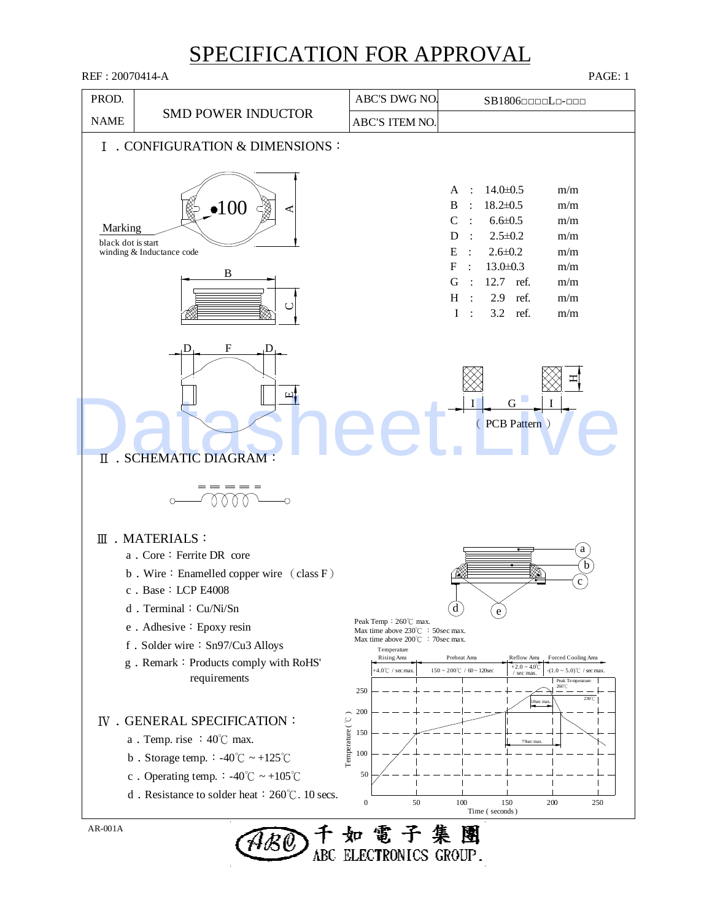# SPECIFICATION FOR APPROVAL

REF : 20070414-A

| PROD. NAME | SMD POWER INDUCTOR | ABC'S DWG NO. | SB1806□□□□L□-□□□ |
|---|---|---|---|
| | | ABC'S ITEM NO. | |

## Ⅰ. CONFIGURATION & DIMENSIONS :

Marking
black dot is start winding & Inductance code

| | | | |
|---|---|---|---|
| A | : | 14.0±0.5 | m/m |
| B | : | 18.2±0.5 | m/m |
| C | : | 6.6±0.5 | m/m |
| D | : | 2.5±0.2 | m/m |
| E | : | 2.6±0.2 | m/m |
| F | : | 13.0±0.3 | m/m |
| G | : | 12.7 ref. | m/m |
| H | : | 2.9 ref. | m/m |
| I | : | 3.2 ref. | m/m |

( PCB Pattern )

## Ⅱ. SCHEMATIC DIAGRAM :

## Ⅲ. MATERIALS :

a. Core : Ferrite DR core
b. Wire : Enamelled copper wire (class F)
c. Base : LCP E4008
d. Terminal : Cu/Ni/Sn
e. Adhesive : Epoxy resin
f. Solder wire : Sn97/Cu3 Alloys
g. Remark : Products comply with RoHS' requirements

Peak Temp : 260℃ max.
Max time above 230℃ : 50sec max.
Max time above 200℃ : 70sec max.

## Ⅳ. GENERAL SPECIFICATION :

a. Temp. rise : 40℃ max.
b. Storage temp. : -40℃ ~ +125℃
c. Operating temp. : -40℃ ~ +105℃
d. Resistance to solder heat : 260℃. 10 secs.

AR-001A

千如電子集團 ABC ELECTRONICS GROUP.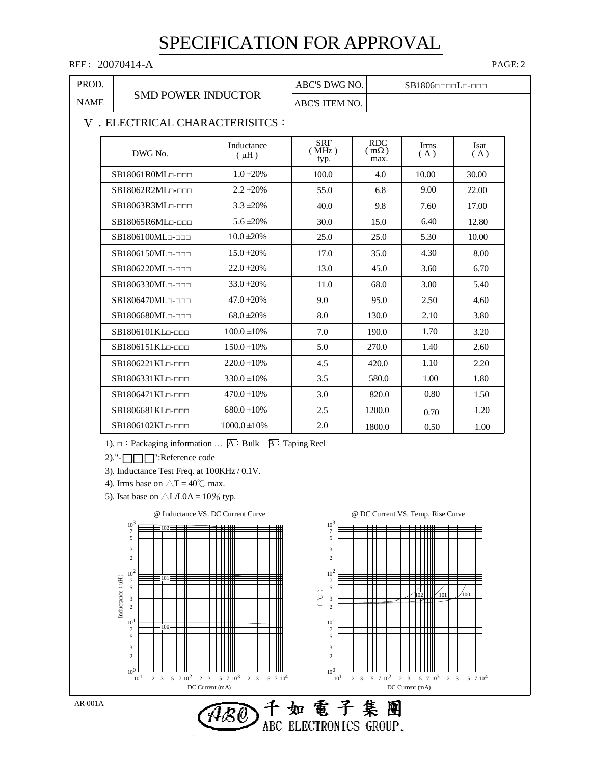# SPECIFICATION FOR APPROVAL

REF : 20070414-A

| PROD. NAME | SMD POWER INDUCTOR | ABC'S DWG NO. | SB1806□□□L□-□□□ |
|---|---|---|---|
| | | ABC'S ITEM NO. | |

## Ⅴ. ELECTRICAL CHARACTERISITCS：

| DWG No. | Inductance ( μH ) | SRF ( MHz ) typ. | RDC ( mΩ ) max. | Irms ( A ) | Isat ( A ) |
|---|---|---|---|---|---|
| SB18061R0ML□-□□□ | 1.0 ±20% | 100.0 | 4.0 | 10.00 | 30.00 |
| SB18062R2ML□-□□□ | 2.2 ±20% | 55.0 | 6.8 | 9.00 | 22.00 |
| SB18063R3ML□-□□□ | 3.3 ±20% | 40.0 | 9.8 | 7.60 | 17.00 |
| SB18065R6ML□-□□□ | 5.6 ±20% | 30.0 | 15.0 | 6.40 | 12.80 |
| SB1806100ML□-□□□ | 10.0 ±20% | 25.0 | 25.0 | 5.30 | 10.00 |
| SB1806150ML□-□□□ | 15.0 ±20% | 17.0 | 35.0 | 4.30 | 8.00 |
| SB1806220ML□-□□□ | 22.0 ±20% | 13.0 | 45.0 | 3.60 | 6.70 |
| SB1806330ML□-□□□ | 33.0 ±20% | 11.0 | 68.0 | 3.00 | 5.40 |
| SB1806470ML□-□□□ | 47.0 ±20% | 9.0 | 95.0 | 2.50 | 4.60 |
| SB1806680ML□-□□□ | 68.0 ±20% | 8.0 | 130.0 | 2.10 | 3.80 |
| SB1806101KL□-□□□ | 100.0 ±10% | 7.0 | 190.0 | 1.70 | 3.20 |
| SB1806151KL□-□□□ | 150.0 ±10% | 5.0 | 270.0 | 1.40 | 2.60 |
| SB1806221KL□-□□□ | 220.0 ±10% | 4.5 | 420.0 | 1.10 | 2.20 |
| SB1806331KL□-□□□ | 330.0 ±10% | 3.5 | 580.0 | 1.00 | 1.80 |
| SB1806471KL□-□□□ | 470.0 ±10% | 3.0 | 820.0 | 0.80 | 1.50 |
| SB1806681KL□-□□□ | 680.0 ±10% | 2.5 | 1200.0 | 0.70 | 1.20 |
| SB1806102KL□-□□□ | 1000.0 ±10% | 2.0 | 1800.0 | 0.50 | 1.00 |

1). □ : Packaging information … A : Bulk B : Taping Reel

2)."-□□□":Reference code

3). Inductance Test Freq. at 100KHz / 0.1V.

4). Irms base on △T = 40℃ max.

5). Isat base on △L/L0A = 10% typ.

@ Inductance VS. DC Current Curve

@ DC Current VS. Temp. Rise Curve

AR-001A

千如電子集團 ABC ELECTRONICS GROUP.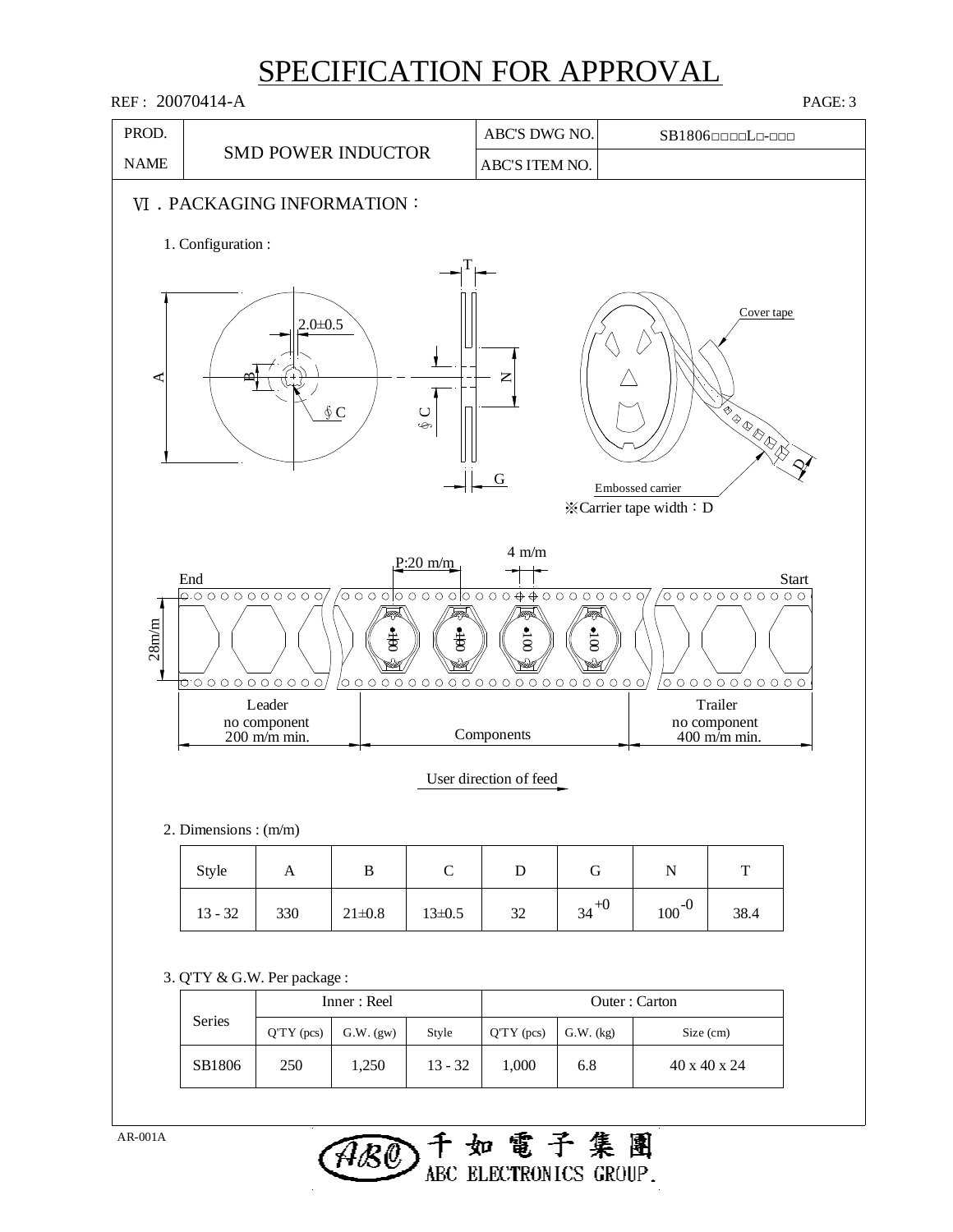# SPECIFICATION FOR APPROVAL

REF : 20070414-A

| PROD. NAME | SMD POWER INDUCTOR | ABC'S DWG NO. | SB1806□□□□L□-□□□ |
|---|---|---|---|
| | | ABC'S ITEM NO. | |

## Ⅵ．PACKAGING INFORMATION：

1. Configuration :

2.0±0.5

A, B, ∮C, T, N, G

Cover tape

Embossed carrier

※Carrier tape width：D

P:20 m/m    4 m/m

End    Start

28m/m

| Leader no component 200 m/m min. | Components | Trailer no component 400 m/m min. |
|---|---|---|

User direction of feed

2. Dimensions : (m/m)

| Style | A | B | C | D | G | N | T |
|---|---|---|---|---|---|---|---|
| 13 - 32 | 330 | 21±0.8 | 13±0.5 | 32 | $34^{+0}$ | $100^{-0}$ | 38.4 |

3. Q'TY & G.W. Per package :

| Series | Inner : Reel | | | Outer : Carton | | |
|---|---|---|---|---|---|---|
| | Q'TY (pcs) | G.W. (gw) | Style | Q'TY (pcs) | G.W. (kg) | Size (cm) |
| SB1806 | 250 | 1,250 | 13 - 32 | 1,000 | 6.8 | 40 x 40 x 24 |

AR-001A

千如電子集團 ABC ELECTRONICS GROUP.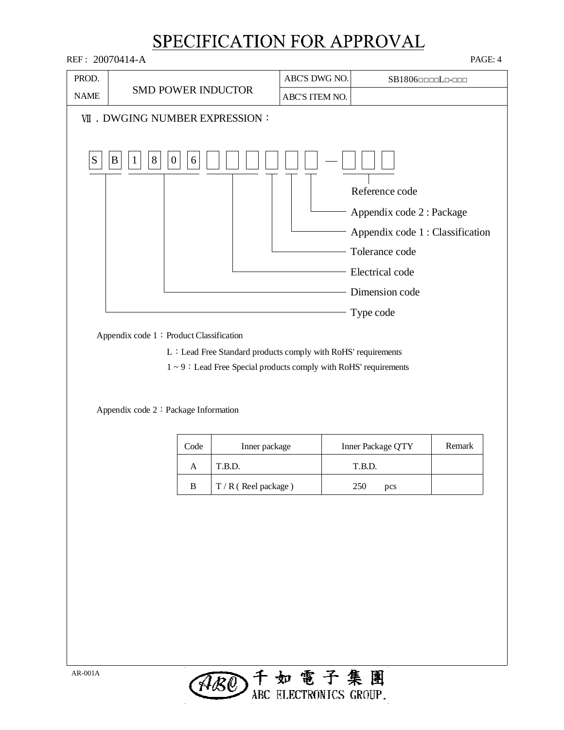# SPECIFICATION FOR APPROVAL

REF : 20070414-A

| PROD. NAME | SMD POWER INDUCTOR | ABC'S DWG NO. | SB1806□□□□L□-□□□ |
|---|---|---|---|
| | | ABC'S ITEM NO. | |

## Ⅶ . DWGING NUMBER EXPRESSION :

S B 1 8 0 6 □ □ □ □ □ □ — □ □ □

- S B : Type code
- 1 8 0 6 : Dimension code
- □ □ □ : Electrical code
- □ : Tolerance code
- □ : Appendix code 1 : Classification
- □ : Appendix code 2 : Package
- □ □ □ : Reference code

Appendix code 1 : Product Classification

L : Lead Free Standard products comply with RoHS' requirements

1 ~ 9 : Lead Free Special products comply with RoHS' requirements

Appendix code 2 : Package Information

| Code | Inner package | Inner Package Q'TY | Remark |
|---|---|---|---|
| A | T.B.D. | T.B.D. | |
| B | T / R ( Reel package ) | 250 pcs | |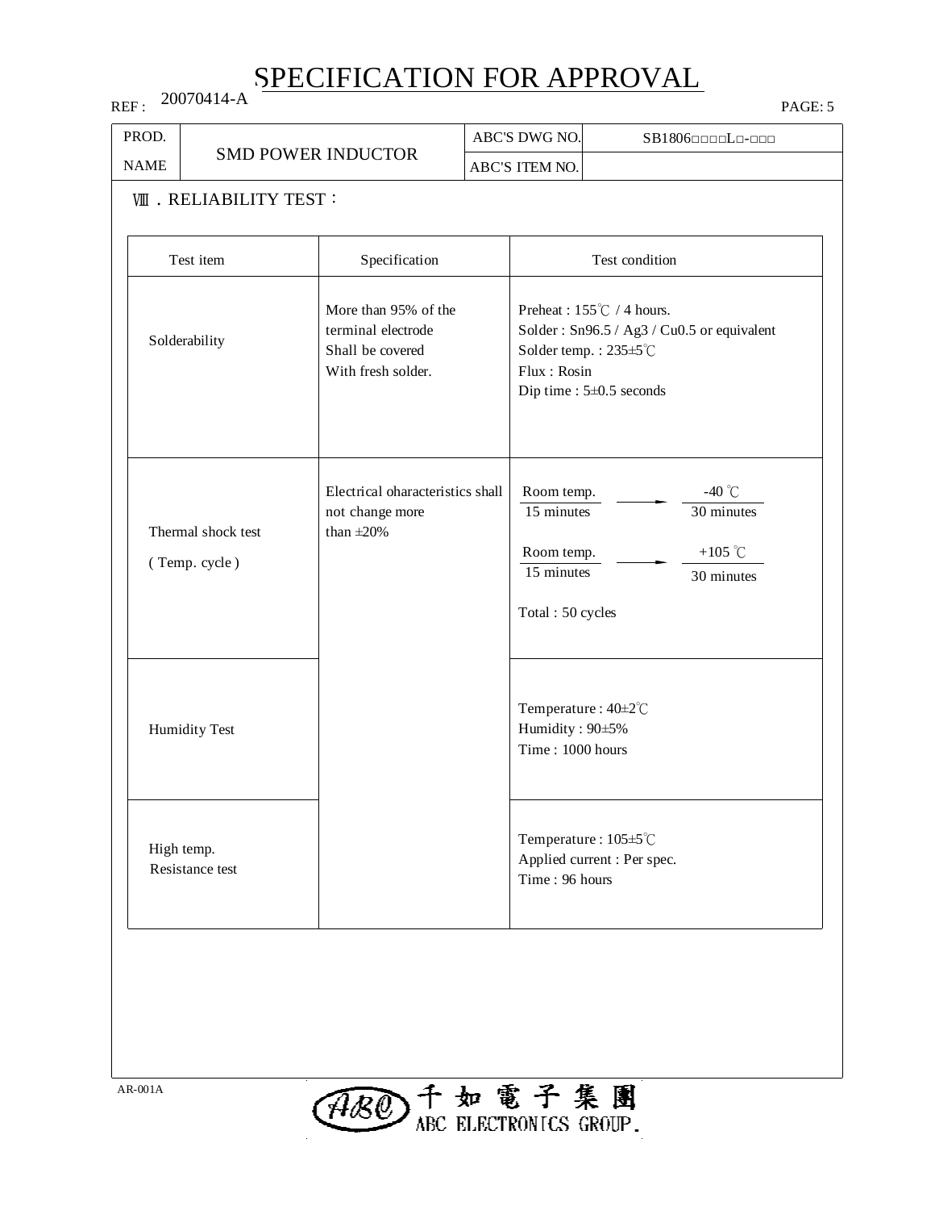# SPECIFICATION FOR APPROVAL

REF : 20070414-A

| PROD. NAME | SMD POWER INDUCTOR | ABC'S DWG NO. | SB1806□□□□L□-□□□ |
|---|---|---|---|
| | | ABC'S ITEM NO. | |

## Ⅷ．RELIABILITY TEST：

| Test item | Specification | Test condition |
|---|---|---|
| Solderability | More than 95% of the terminal electrode Shall be covered With fresh solder. | Preheat : 155℃ / 4 hours.<br>Solder : Sn96.5 / Ag3 / Cu0.5 or equivalent<br>Solder temp. : 235±5℃<br>Flux : Rosin<br>Dip time : 5±0.5 seconds |
| Thermal shock test ( Temp. cycle ) | Electrical oharacteristics shall not change more than ±20% | Room temp. 15 minutes → -40 ℃ 30 minutes<br>Room temp. 15 minutes → +105 ℃ 30 minutes<br>Total : 50 cycles |
| Humidity Test | | Temperature : 40±2℃<br>Humidity : 90±5%<br>Time : 1000 hours |
| High temp. Resistance test | | Temperature : 105±5℃<br>Applied current : Per spec.<br>Time : 96 hours |

AR-001A

千如電子集團 ABC ELECTRONICS GROUP.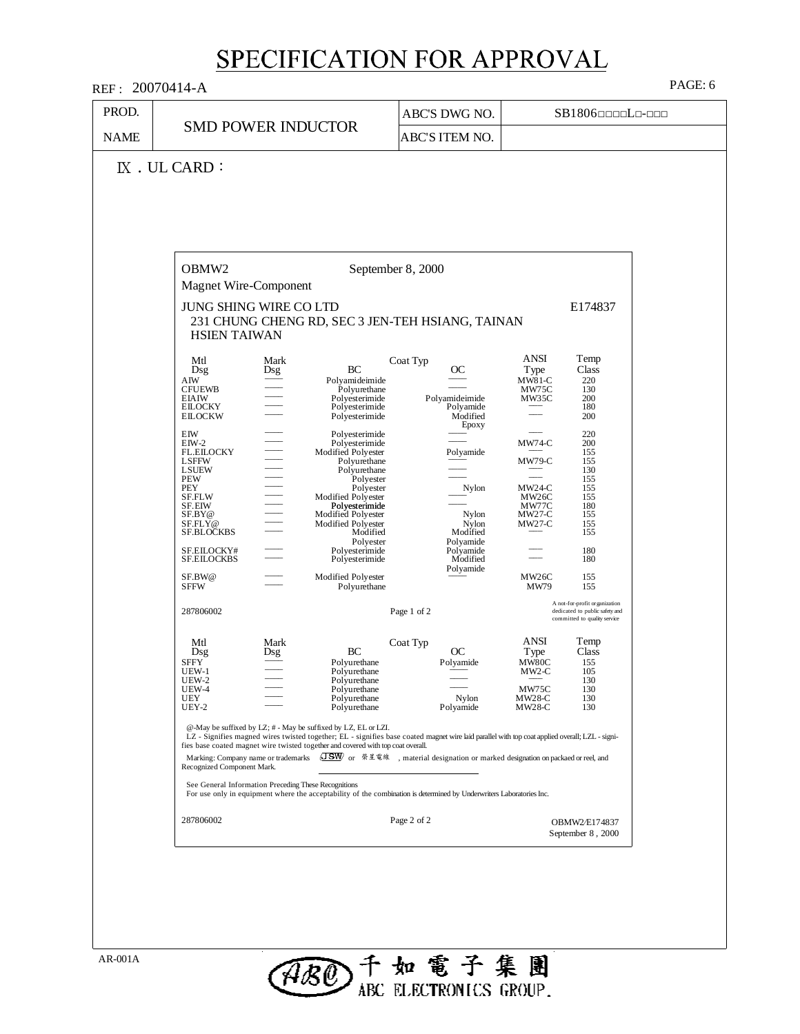# SPECIFICATION FOR APPROVAL

REF : 20070414-A

| PROD. NAME | SMD POWER INDUCTOR | ABC'S DWG NO. | SB1806□□□□L□-□□□ |
|---|---|---|---|
| | | ABC'S ITEM NO. | |

## Ⅸ．UL CARD：

OBMW2 September 8, 2000

Magnet Wire-Component

JUNG SHING WIRE CO LTD E174837

231 CHUNG CHENG RD, SEC 3 JEN-TEH HSIANG, TAINAN HSIEN TAIWAN

| Mtl Dsg | Mark Dsg | Coat Typ BC | OC | ANSI Type | Temp Class |
|---|---|---|---|---|---|
| AIW | —— | Polyamideimide | —— | MW81-C | 220 |
| CFUEWB | —— | Polyurethane | —— | MW75C | 130 |
| EIAIW | —— | Polyesterimide | Polyamideimide | MW35C | 200 |
| EILOCKY | —— | Polyesterimide | Polyamide | —— | 180 |
| EILOCKW | —— | Polyesterimide | Modified Epoxy | —— | 200 |
| EIW | —— | Polyesterimide | —— | —— | 220 |
| EIW-2 | —— | Polyesterimide | —— | MW74-C | 200 |
| FL.EILOCKY | —— | Modified Polyester | Polyamide | —— | 155 |
| LSFFW | —— | Polyurethane | —— | MW79-C | 155 |
| LSUEW | —— | Polyurethane | —— | —— | 130 |
| PEW | —— | Polyester | —— | —— | 155 |
| PEY | —— | Polyester | Nylon | MW24-C | 155 |
| SF.FLW | —— | Modified Polyester | —— | MW26C | 155 |
| SF.EIW | —— | Polyesterimide | —— | MW77C | 180 |
| SF.BY@ | —— | Modified Polyester | Nylon | MW27-C | 155 |
| SF.FLY@ | —— | Modified Polyester | Nylon | MW27-C | 155 |
| SF.BLOCKBS | —— | Modified Polyester | Modified Polyamide | —— | 155 |
| SF.EILOCKY# | —— | Polyesterimide | Polyamide | —— | 180 |
| SF.EILOCKBS | —— | Polyesterimide | Modified Polyamide | —— | 180 |
| SF.BW@ | —— | Modified Polyester | —— | MW26C | 155 |
| SFFW | —— | Polyurethane | | MW79 | 155 |

287806002 Page 1 of 2

A not-for-profit organization dedicated to public safety and committed to quality service

| Mtl Dsg | Mark Dsg | Coat Typ BC | OC | ANSI Type | Temp Class |
|---|---|---|---|---|---|
| SFFY | —— | Polyurethane | Polyamide | MW80C | 155 |
| UEW-1 | —— | Polyurethane | —— | MW2-C | 105 |
| UEW-2 | —— | Polyurethane | —— | —— | 130 |
| UEW-4 | —— | Polyurethane | —— | MW75C | 130 |
| UEY | —— | Polyurethane | Nylon | MW28-C | 130 |
| UEY-2 | —— | Polyurethane | Polyamide | MW28-C | 130 |

@-May be suffixed by LZ; # - May be suffixed by LZ, EL or LZI.

LZ - Signifies magned wires twisted together; EL - signifies base coated magnet wire laid parallel with top coat applied overall; LZL - signifies base coated magnet wire twisted together and covered with top coat overall.

Marking: Company name or trademarks JSW or 榮星電線 , material designation or marked designation on packaed or reel, and Recognized Component Mark.

See General Information Preceding These Recognitions

For use only in equipment where the acceptability of the combination is determined by Underwriters Laboratories Inc.

287806002 Page 2 of 2 OBMW2/E174837 September 8 , 2000

AR-001A

千如電子集團 ABC ELECTRONICS GROUP.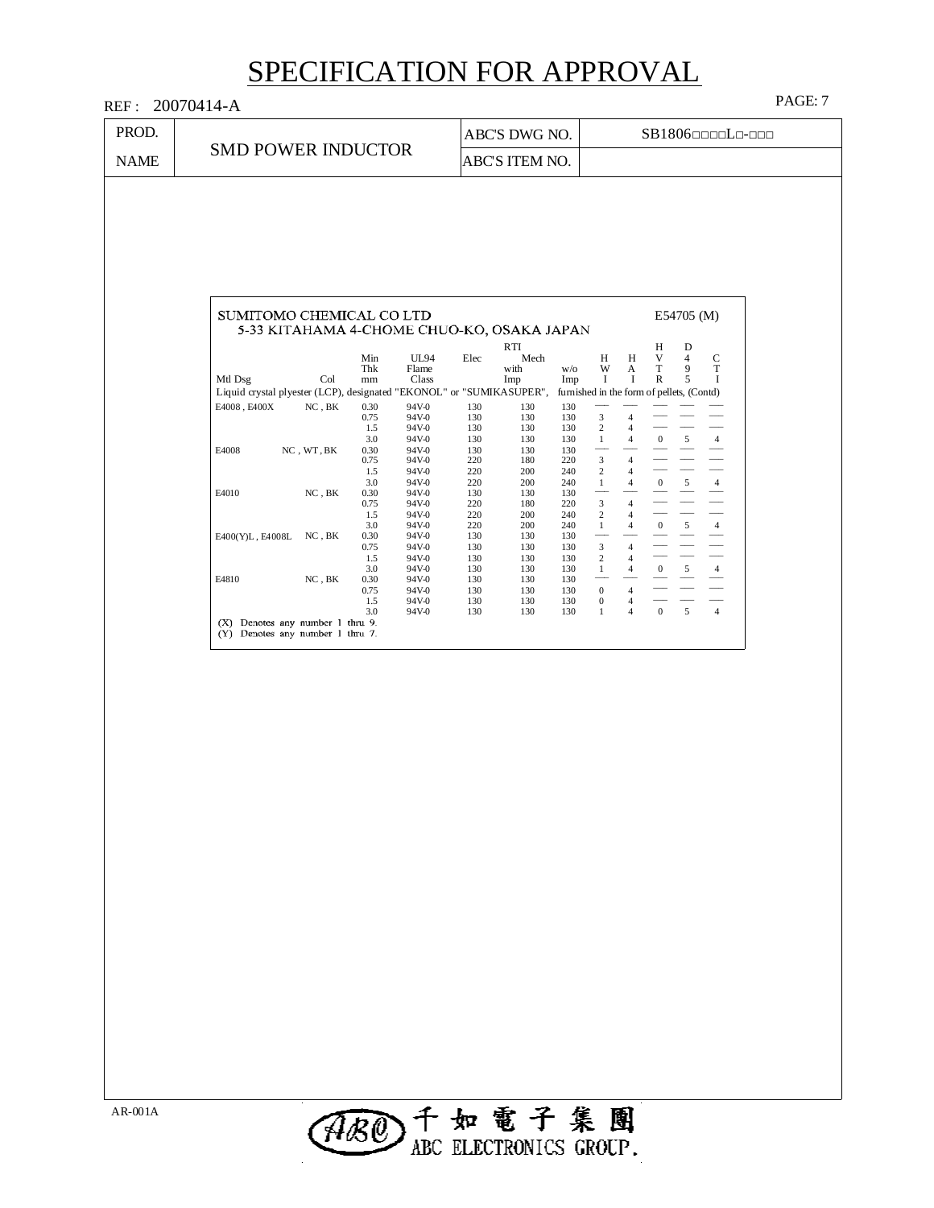# SPECIFICATION FOR APPROVAL

REF : 20070414-A

| PROD. NAME | SMD POWER INDUCTOR | ABC'S DWG NO. | SB1806□□□□L□-□□□ |
|---|---|---|---|
| | | ABC'S ITEM NO. | |

SUMITOMO CHEMICAL CO LTD — E54705 (M)

5-33 KITAHAMA 4-CHOME CHUO-KO, OSAKA JAPAN

| Mtl Dsg | Col | Min Thk mm | UL94 Flame Class | RTI Elec | RTI Mech with Imp | RTI Mech w/o Imp | HWI | HAI | HVTR | D495 | CTI |
|---|---|---|---|---|---|---|---|---|---|---|---|
| Liquid crystal plyester (LCP), designated "EKONOL" or "SUMIKASUPER", furnished in the form of pellets, (Contd) | | | | | | | | | | | |
| E4008 , E400X | NC , BK | 0.30 | 94V-0 | 130 | 130 | 130 | — | — | — | — | — |
| | | 0.75 | 94V-0 | 130 | 130 | 130 | 3 | 4 | — | — | — |
| | | 1.5 | 94V-0 | 130 | 130 | 130 | 2 | 4 | — | — | — |
| | | 3.0 | 94V-0 | 130 | 130 | 130 | 1 | 4 | 0 | 5 | 4 |
| E4008 | NC , WT , BK | 0.30 | 94V-0 | 130 | 130 | 130 | — | — | — | — | — |
| | | 0.75 | 94V-0 | 220 | 180 | 220 | 3 | 4 | — | — | — |
| | | 1.5 | 94V-0 | 220 | 200 | 240 | 2 | 4 | — | — | — |
| | | 3.0 | 94V-0 | 220 | 200 | 240 | 1 | 4 | 0 | 5 | 4 |
| E4010 | NC , BK | 0.30 | 94V-0 | 130 | 130 | 130 | — | — | — | — | — |
| | | 0.75 | 94V-0 | 220 | 180 | 220 | 3 | 4 | — | — | — |
| | | 1.5 | 94V-0 | 220 | 200 | 240 | 2 | 4 | — | — | — |
| | | 3.0 | 94V-0 | 220 | 200 | 240 | 1 | 4 | 0 | 5 | 4 |
| E400(Y)L , E4008L | NC , BK | 0.30 | 94V-0 | 130 | 130 | 130 | — | — | — | — | — |
| | | 0.75 | 94V-0 | 130 | 130 | 130 | 3 | 4 | — | — | — |
| | | 1.5 | 94V-0 | 130 | 130 | 130 | 2 | 4 | — | — | — |
| | | 3.0 | 94V-0 | 130 | 130 | 130 | 1 | 4 | 0 | 5 | 4 |
| E4810 | NC , BK | 0.30 | 94V-0 | 130 | 130 | 130 | — | — | — | — | — |
| | | 0.75 | 94V-0 | 130 | 130 | 130 | 0 | 4 | — | — | — |
| | | 1.5 | 94V-0 | 130 | 130 | 130 | 0 | 4 | — | — | — |
| | | 3.0 | 94V-0 | 130 | 130 | 130 | 1 | 4 | 0 | 5 | 4 |

(X) Denotes any number 1 thru 9.
(Y) Denotes any number 1 thru 7.

AR-001A

千如電子集團 ABC ELECTRONICS GROUP.